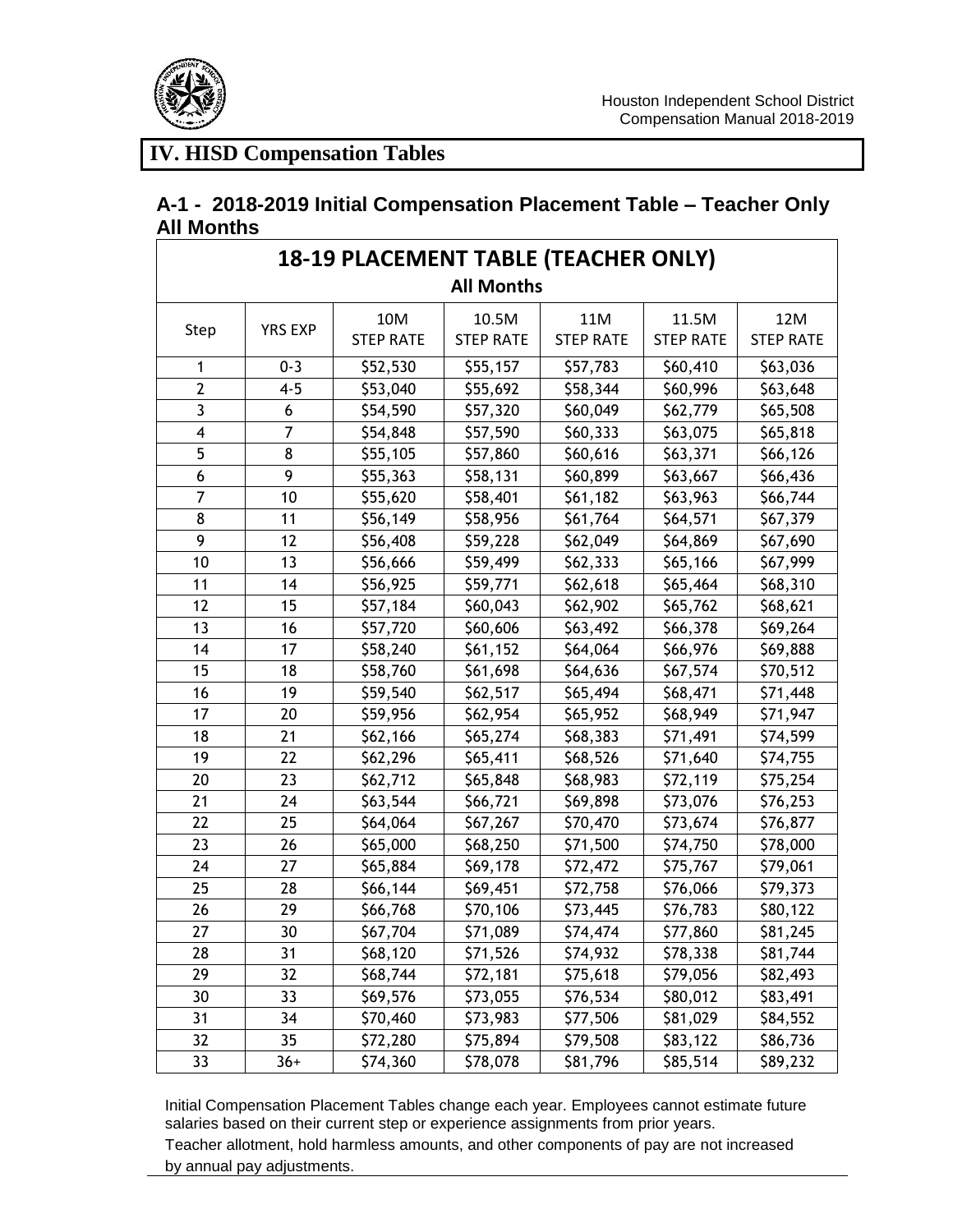# IV. HISD Compensation Tables

## A-1 - 2018-2019 Initial Compensation Placement Table – Teacher Only All Months

| 18-19 PLACEMENT TABLE (TEACHER ONLY) All Months | | | | | | |
|---|---|---|---|---|---|---|
| Step | YRS EXP | 10M STEP RATE | 10.5M STEP RATE | 11M STEP RATE | 11.5M STEP RATE | 12M STEP RATE |
| 1 | 0-3 | $52,530 | $55,157 | $57,783 | $60,410 | $63,036 |
| 2 | 4-5 | $53,040 | $55,692 | $58,344 | $60,996 | $63,648 |
| 3 | 6 | $54,590 | $57,320 | $60,049 | $62,779 | $65,508 |
| 4 | 7 | $54,848 | $57,590 | $60,333 | $63,075 | $65,818 |
| 5 | 8 | $55,105 | $57,860 | $60,616 | $63,371 | $66,126 |
| 6 | 9 | $55,363 | $58,131 | $60,899 | $63,667 | $66,436 |
| 7 | 10 | $55,620 | $58,401 | $61,182 | $63,963 | $66,744 |
| 8 | 11 | $56,149 | $58,956 | $61,764 | $64,571 | $67,379 |
| 9 | 12 | $56,408 | $59,228 | $62,049 | $64,869 | $67,690 |
| 10 | 13 | $56,666 | $59,499 | $62,333 | $65,166 | $67,999 |
| 11 | 14 | $56,925 | $59,771 | $62,618 | $65,464 | $68,310 |
| 12 | 15 | $57,184 | $60,043 | $62,902 | $65,762 | $68,621 |
| 13 | 16 | $57,720 | $60,606 | $63,492 | $66,378 | $69,264 |
| 14 | 17 | $58,240 | $61,152 | $64,064 | $66,976 | $69,888 |
| 15 | 18 | $58,760 | $61,698 | $64,636 | $67,574 | $70,512 |
| 16 | 19 | $59,540 | $62,517 | $65,494 | $68,471 | $71,448 |
| 17 | 20 | $59,956 | $62,954 | $65,952 | $68,949 | $71,947 |
| 18 | 21 | $62,166 | $65,274 | $68,383 | $71,491 | $74,599 |
| 19 | 22 | $62,296 | $65,411 | $68,526 | $71,640 | $74,755 |
| 20 | 23 | $62,712 | $65,848 | $68,983 | $72,119 | $75,254 |
| 21 | 24 | $63,544 | $66,721 | $69,898 | $73,076 | $76,253 |
| 22 | 25 | $64,064 | $67,267 | $70,470 | $73,674 | $76,877 |
| 23 | 26 | $65,000 | $68,250 | $71,500 | $74,750 | $78,000 |
| 24 | 27 | $65,884 | $69,178 | $72,472 | $75,767 | $79,061 |
| 25 | 28 | $66,144 | $69,451 | $72,758 | $76,066 | $79,373 |
| 26 | 29 | $66,768 | $70,106 | $73,445 | $76,783 | $80,122 |
| 27 | 30 | $67,704 | $71,089 | $74,474 | $77,860 | $81,245 |
| 28 | 31 | $68,120 | $71,526 | $74,932 | $78,338 | $81,744 |
| 29 | 32 | $68,744 | $72,181 | $75,618 | $79,056 | $82,493 |
| 30 | 33 | $69,576 | $73,055 | $76,534 | $80,012 | $83,491 |
| 31 | 34 | $70,460 | $73,983 | $77,506 | $81,029 | $84,552 |
| 32 | 35 | $72,280 | $75,894 | $79,508 | $83,122 | $86,736 |
| 33 | 36+ | $74,360 | $78,078 | $81,796 | $85,514 | $89,232 |

Initial Compensation Placement Tables change each year. Employees cannot estimate future salaries based on their current step or experience assignments from prior years.

Teacher allotment, hold harmless amounts, and other components of pay are not increased by annual pay adjustments.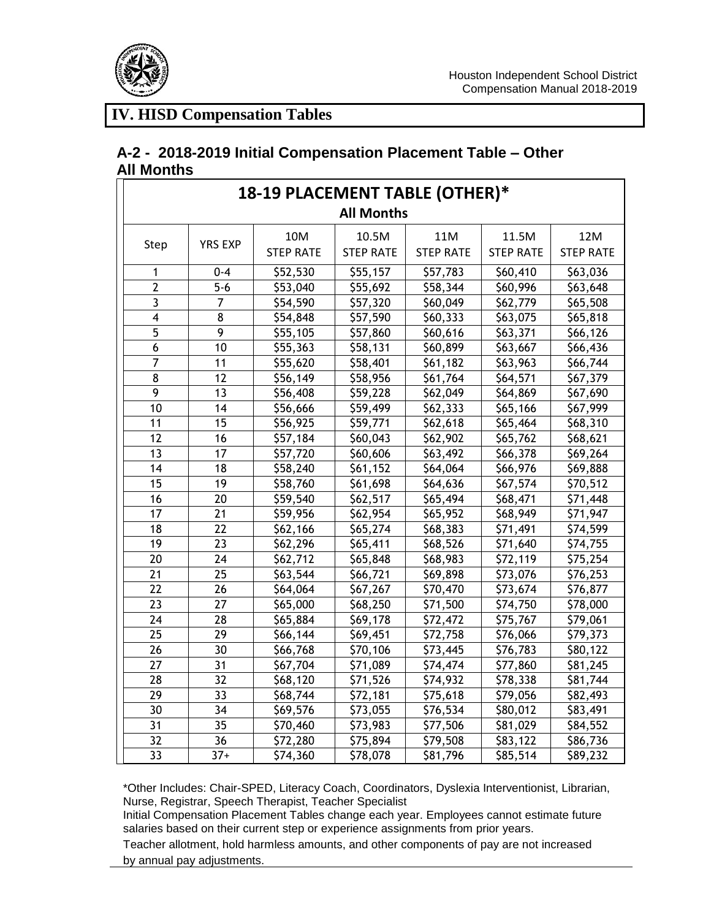## IV. HISD Compensation Tables

### A-2 - 2018-2019 Initial Compensation Placement Table – Other All Months

| 18-19 PLACEMENT TABLE (OTHER)* All Months | | | | | | |
|---|---|---|---|---|---|---|
| Step | YRS EXP | 10M STEP RATE | 10.5M STEP RATE | 11M STEP RATE | 11.5M STEP RATE | 12M STEP RATE |
| 1 | 0-4 | $52,530 | $55,157 | $57,783 | $60,410 | $63,036 |
| 2 | 5-6 | $53,040 | $55,692 | $58,344 | $60,996 | $63,648 |
| 3 | 7 | $54,590 | $57,320 | $60,049 | $62,779 | $65,508 |
| 4 | 8 | $54,848 | $57,590 | $60,333 | $63,075 | $65,818 |
| 5 | 9 | $55,105 | $57,860 | $60,616 | $63,371 | $66,126 |
| 6 | 10 | $55,363 | $58,131 | $60,899 | $63,667 | $66,436 |
| 7 | 11 | $55,620 | $58,401 | $61,182 | $63,963 | $66,744 |
| 8 | 12 | $56,149 | $58,956 | $61,764 | $64,571 | $67,379 |
| 9 | 13 | $56,408 | $59,228 | $62,049 | $64,869 | $67,690 |
| 10 | 14 | $56,666 | $59,499 | $62,333 | $65,166 | $67,999 |
| 11 | 15 | $56,925 | $59,771 | $62,618 | $65,464 | $68,310 |
| 12 | 16 | $57,184 | $60,043 | $62,902 | $65,762 | $68,621 |
| 13 | 17 | $57,720 | $60,606 | $63,492 | $66,378 | $69,264 |
| 14 | 18 | $58,240 | $61,152 | $64,064 | $66,976 | $69,888 |
| 15 | 19 | $58,760 | $61,698 | $64,636 | $67,574 | $70,512 |
| 16 | 20 | $59,540 | $62,517 | $65,494 | $68,471 | $71,448 |
| 17 | 21 | $59,956 | $62,954 | $65,952 | $68,949 | $71,947 |
| 18 | 22 | $62,166 | $65,274 | $68,383 | $71,491 | $74,599 |
| 19 | 23 | $62,296 | $65,411 | $68,526 | $71,640 | $74,755 |
| 20 | 24 | $62,712 | $65,848 | $68,983 | $72,119 | $75,254 |
| 21 | 25 | $63,544 | $66,721 | $69,898 | $73,076 | $76,253 |
| 22 | 26 | $64,064 | $67,267 | $70,470 | $73,674 | $76,877 |
| 23 | 27 | $65,000 | $68,250 | $71,500 | $74,750 | $78,000 |
| 24 | 28 | $65,884 | $69,178 | $72,472 | $75,767 | $79,061 |
| 25 | 29 | $66,144 | $69,451 | $72,758 | $76,066 | $79,373 |
| 26 | 30 | $66,768 | $70,106 | $73,445 | $76,783 | $80,122 |
| 27 | 31 | $67,704 | $71,089 | $74,474 | $77,860 | $81,245 |
| 28 | 32 | $68,120 | $71,526 | $74,932 | $78,338 | $81,744 |
| 29 | 33 | $68,744 | $72,181 | $75,618 | $79,056 | $82,493 |
| 30 | 34 | $69,576 | $73,055 | $76,534 | $80,012 | $83,491 |
| 31 | 35 | $70,460 | $73,983 | $77,506 | $81,029 | $84,552 |
| 32 | 36 | $72,280 | $75,894 | $79,508 | $83,122 | $86,736 |
| 33 | 37+ | $74,360 | $78,078 | $81,796 | $85,514 | $89,232 |

*Other Includes: Chair-SPED, Literacy Coach, Coordinators, Dyslexia Interventionist, Librarian, Nurse, Registrar, Speech Therapist, Teacher Specialist

Initial Compensation Placement Tables change each year. Employees cannot estimate future salaries based on their current step or experience assignments from prior years.

Teacher allotment, hold harmless amounts, and other components of pay are not increased by annual pay adjustments.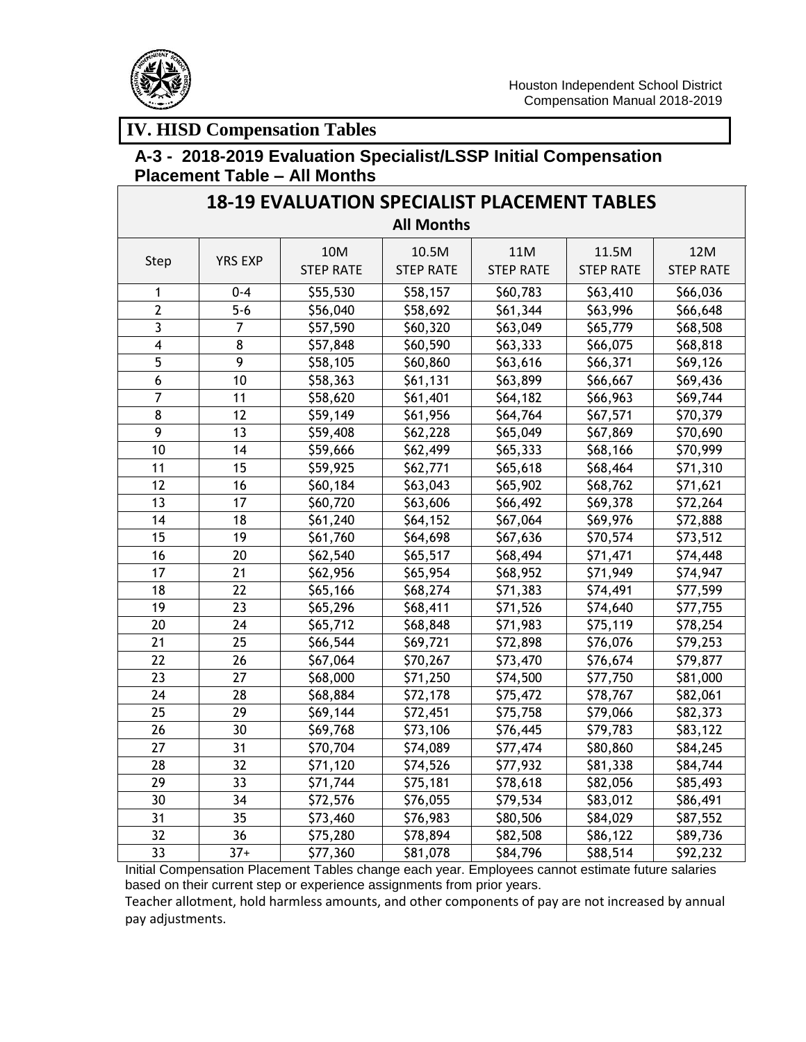## IV. HISD Compensation Tables

### A-3 - 2018-2019 Evaluation Specialist/LSSP Initial Compensation Placement Table – All Months

**18-19 EVALUATION SPECIALIST PLACEMENT TABLES**

**All Months**

| Step | YRS EXP | 10M STEP RATE | 10.5M STEP RATE | 11M STEP RATE | 11.5M STEP RATE | 12M STEP RATE |
|---|---|---|---|---|---|---|
| 1 | 0-4 | $55,530 | $58,157 | $60,783 | $63,410 | $66,036 |
| 2 | 5-6 | $56,040 | $58,692 | $61,344 | $63,996 | $66,648 |
| 3 | 7 | $57,590 | $60,320 | $63,049 | $65,779 | $68,508 |
| 4 | 8 | $57,848 | $60,590 | $63,333 | $66,075 | $68,818 |
| 5 | 9 | $58,105 | $60,860 | $63,616 | $66,371 | $69,126 |
| 6 | 10 | $58,363 | $61,131 | $63,899 | $66,667 | $69,436 |
| 7 | 11 | $58,620 | $61,401 | $64,182 | $66,963 | $69,744 |
| 8 | 12 | $59,149 | $61,956 | $64,764 | $67,571 | $70,379 |
| 9 | 13 | $59,408 | $62,228 | $65,049 | $67,869 | $70,690 |
| 10 | 14 | $59,666 | $62,499 | $65,333 | $68,166 | $70,999 |
| 11 | 15 | $59,925 | $62,771 | $65,618 | $68,464 | $71,310 |
| 12 | 16 | $60,184 | $63,043 | $65,902 | $68,762 | $71,621 |
| 13 | 17 | $60,720 | $63,606 | $66,492 | $69,378 | $72,264 |
| 14 | 18 | $61,240 | $64,152 | $67,064 | $69,976 | $72,888 |
| 15 | 19 | $61,760 | $64,698 | $67,636 | $70,574 | $73,512 |
| 16 | 20 | $62,540 | $65,517 | $68,494 | $71,471 | $74,448 |
| 17 | 21 | $62,956 | $65,954 | $68,952 | $71,949 | $74,947 |
| 18 | 22 | $65,166 | $68,274 | $71,383 | $74,491 | $77,599 |
| 19 | 23 | $65,296 | $68,411 | $71,526 | $74,640 | $77,755 |
| 20 | 24 | $65,712 | $68,848 | $71,983 | $75,119 | $78,254 |
| 21 | 25 | $66,544 | $69,721 | $72,898 | $76,076 | $79,253 |
| 22 | 26 | $67,064 | $70,267 | $73,470 | $76,674 | $79,877 |
| 23 | 27 | $68,000 | $71,250 | $74,500 | $77,750 | $81,000 |
| 24 | 28 | $68,884 | $72,178 | $75,472 | $78,767 | $82,061 |
| 25 | 29 | $69,144 | $72,451 | $75,758 | $79,066 | $82,373 |
| 26 | 30 | $69,768 | $73,106 | $76,445 | $79,783 | $83,122 |
| 27 | 31 | $70,704 | $74,089 | $77,474 | $80,860 | $84,245 |
| 28 | 32 | $71,120 | $74,526 | $77,932 | $81,338 | $84,744 |
| 29 | 33 | $71,744 | $75,181 | $78,618 | $82,056 | $85,493 |
| 30 | 34 | $72,576 | $76,055 | $79,534 | $83,012 | $86,491 |
| 31 | 35 | $73,460 | $76,983 | $80,506 | $84,029 | $87,552 |
| 32 | 36 | $75,280 | $78,894 | $82,508 | $86,122 | $89,736 |
| 33 | 37+ | $77,360 | $81,078 | $84,796 | $88,514 | $92,232 |

Initial Compensation Placement Tables change each year. Employees cannot estimate future salaries based on their current step or experience assignments from prior years.

Teacher allotment, hold harmless amounts, and other components of pay are not increased by annual pay adjustments.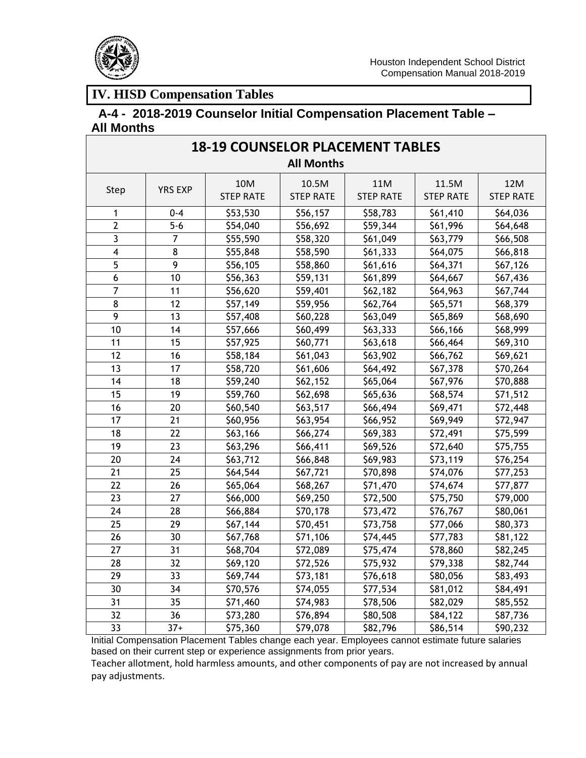# IV. HISD Compensation Tables

## A-4 - 2018-2019 Counselor Initial Compensation Placement Table – All Months

| 18-19 COUNSELOR PLACEMENT TABLES | | | | | | |
|---|---|---|---|---|---|---|
| All Months | | | | | | |
| Step | YRS EXP | 10M STEP RATE | 10.5M STEP RATE | 11M STEP RATE | 11.5M STEP RATE | 12M STEP RATE |
| 1 | 0-4 | $53,530 | $56,157 | $58,783 | $61,410 | $64,036 |
| 2 | 5-6 | $54,040 | $56,692 | $59,344 | $61,996 | $64,648 |
| 3 | 7 | $55,590 | $58,320 | $61,049 | $63,779 | $66,508 |
| 4 | 8 | $55,848 | $58,590 | $61,333 | $64,075 | $66,818 |
| 5 | 9 | $56,105 | $58,860 | $61,616 | $64,371 | $67,126 |
| 6 | 10 | $56,363 | $59,131 | $61,899 | $64,667 | $67,436 |
| 7 | 11 | $56,620 | $59,401 | $62,182 | $64,963 | $67,744 |
| 8 | 12 | $57,149 | $59,956 | $62,764 | $65,571 | $68,379 |
| 9 | 13 | $57,408 | $60,228 | $63,049 | $65,869 | $68,690 |
| 10 | 14 | $57,666 | $60,499 | $63,333 | $66,166 | $68,999 |
| 11 | 15 | $57,925 | $60,771 | $63,618 | $66,464 | $69,310 |
| 12 | 16 | $58,184 | $61,043 | $63,902 | $66,762 | $69,621 |
| 13 | 17 | $58,720 | $61,606 | $64,492 | $67,378 | $70,264 |
| 14 | 18 | $59,240 | $62,152 | $65,064 | $67,976 | $70,888 |
| 15 | 19 | $59,760 | $62,698 | $65,636 | $68,574 | $71,512 |
| 16 | 20 | $60,540 | $63,517 | $66,494 | $69,471 | $72,448 |
| 17 | 21 | $60,956 | $63,954 | $66,952 | $69,949 | $72,947 |
| 18 | 22 | $63,166 | $66,274 | $69,383 | $72,491 | $75,599 |
| 19 | 23 | $63,296 | $66,411 | $69,526 | $72,640 | $75,755 |
| 20 | 24 | $63,712 | $66,848 | $69,983 | $73,119 | $76,254 |
| 21 | 25 | $64,544 | $67,721 | $70,898 | $74,076 | $77,253 |
| 22 | 26 | $65,064 | $68,267 | $71,470 | $74,674 | $77,877 |
| 23 | 27 | $66,000 | $69,250 | $72,500 | $75,750 | $79,000 |
| 24 | 28 | $66,884 | $70,178 | $73,472 | $76,767 | $80,061 |
| 25 | 29 | $67,144 | $70,451 | $73,758 | $77,066 | $80,373 |
| 26 | 30 | $67,768 | $71,106 | $74,445 | $77,783 | $81,122 |
| 27 | 31 | $68,704 | $72,089 | $75,474 | $78,860 | $82,245 |
| 28 | 32 | $69,120 | $72,526 | $75,932 | $79,338 | $82,744 |
| 29 | 33 | $69,744 | $73,181 | $76,618 | $80,056 | $83,493 |
| 30 | 34 | $70,576 | $74,055 | $77,534 | $81,012 | $84,491 |
| 31 | 35 | $71,460 | $74,983 | $78,506 | $82,029 | $85,552 |
| 32 | 36 | $73,280 | $76,894 | $80,508 | $84,122 | $87,736 |
| 33 | 37+ | $75,360 | $79,078 | $82,796 | $86,514 | $90,232 |

Initial Compensation Placement Tables change each year. Employees cannot estimate future salaries based on their current step or experience assignments from prior years.

Teacher allotment, hold harmless amounts, and other components of pay are not increased by annual pay adjustments.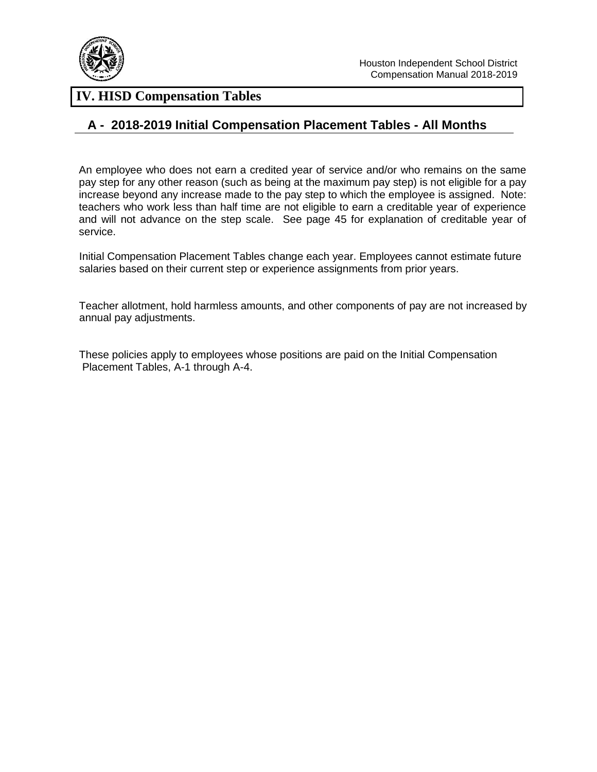# IV. HISD Compensation Tables

## A - 2018-2019 Initial Compensation Placement Tables - All Months

An employee who does not earn a credited year of service and/or who remains on the same pay step for any other reason (such as being at the maximum pay step) is not eligible for a pay increase beyond any increase made to the pay step to which the employee is assigned. Note: teachers who work less than half time are not eligible to earn a creditable year of experience and will not advance on the step scale. See page 45 for explanation of creditable year of service.

Initial Compensation Placement Tables change each year. Employees cannot estimate future salaries based on their current step or experience assignments from prior years.

Teacher allotment, hold harmless amounts, and other components of pay are not increased by annual pay adjustments.

These policies apply to employees whose positions are paid on the Initial Compensation Placement Tables, A-1 through A-4.